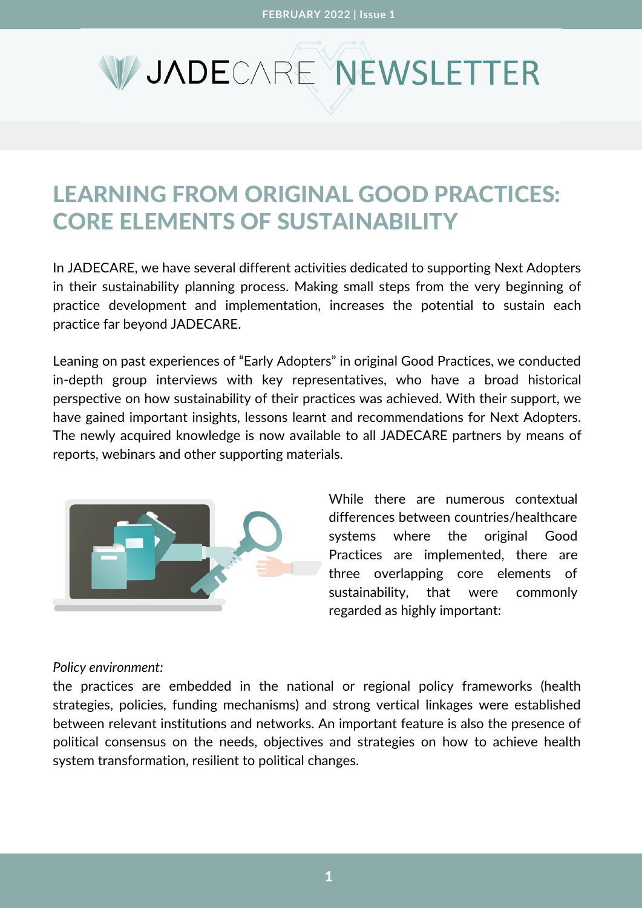# JADECARE NEWSLETTER

## LEARNING FROM ORIGINAL GOOD PRACTICES: CORE ELEMENTS OF SUSTAINABILITY

In JADECARE, we have several different activities dedicated to supporting Next Adopters in their sustainability planning process. Making small steps from the very beginning of practice development and implementation, increases the potential to sustain each practice far beyond JADECARE.

Leaning on past experiences of "Early Adopters" in original Good Practices, we conducted in-depth group interviews with key representatives, who have a broad historical perspective on how sustainability of their practices was achieved. With their support, we have gained important insights, lessons learnt and recommendations for Next Adopters. The newly acquired knowledge is now available to all JADECARE partners by means of reports, webinars and other supporting materials.

While there are numerous contextual differences between countries/healthcare systems where the original Good Practices are implemented, there are three overlapping core elements of sustainability, that were commonly regarded as highly important:

*Policy environment:*
the practices are embedded in the national or regional policy frameworks (health strategies, policies, funding mechanisms) and strong vertical linkages were established between relevant institutions and networks. An important feature is also the presence of political consensus on the needs, objectives and strategies on how to achieve health system transformation, resilient to political changes.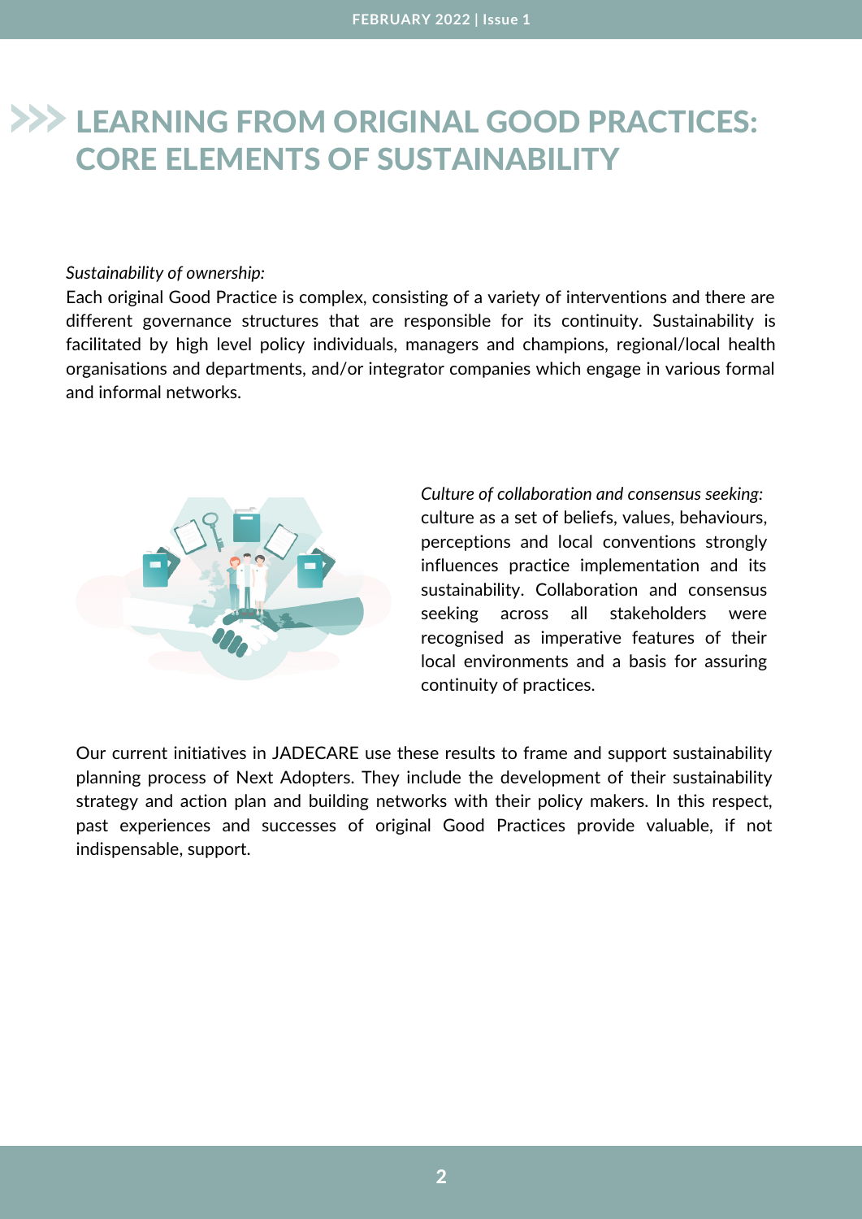# LEARNING FROM ORIGINAL GOOD PRACTICES: CORE ELEMENTS OF SUSTAINABILITY

*Sustainability of ownership:*
Each original Good Practice is complex, consisting of a variety of interventions and there are different governance structures that are responsible for its continuity. Sustainability is facilitated by high level policy individuals, managers and champions, regional/local health organisations and departments, and/or integrator companies which engage in various formal and informal networks.

*Culture of collaboration and consensus seeking:*
culture as a set of beliefs, values, behaviours, perceptions and local conventions strongly influences practice implementation and its sustainability. Collaboration and consensus seeking across all stakeholders were recognised as imperative features of their local environments and a basis for assuring continuity of practices.

Our current initiatives in JADECARE use these results to frame and support sustainability planning process of Next Adopters. They include the development of their sustainability strategy and action plan and building networks with their policy makers. In this respect, past experiences and successes of original Good Practices provide valuable, if not indispensable, support.